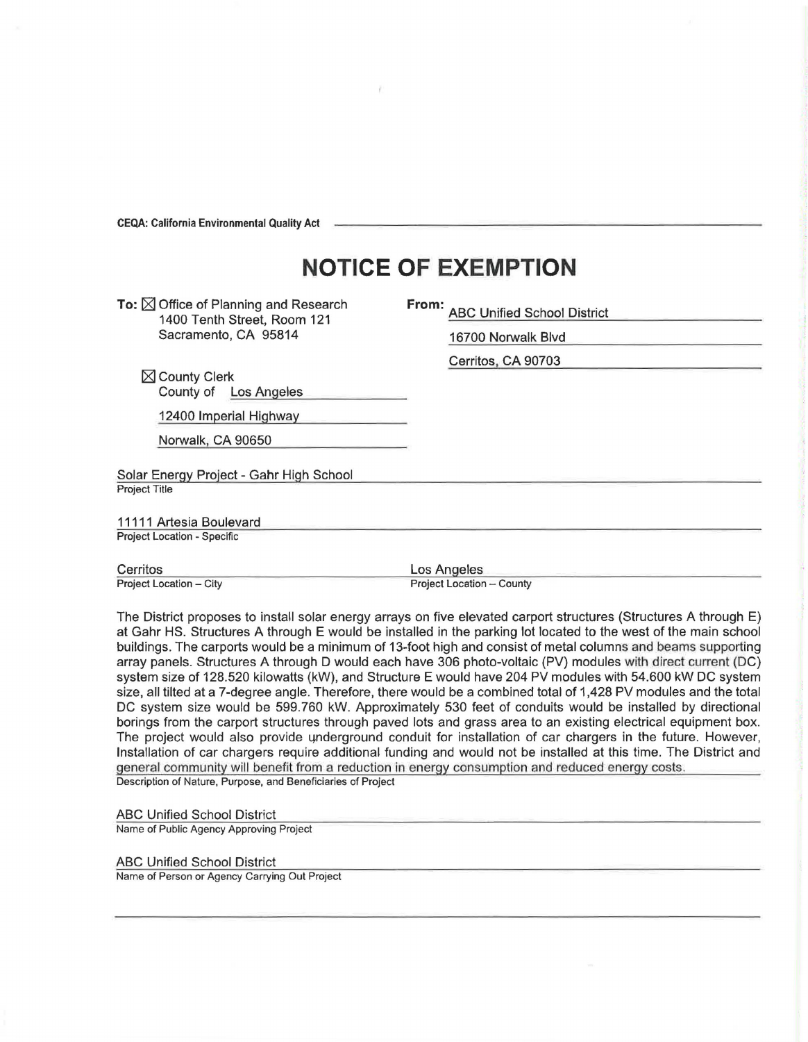**CEQA: California Environmental Quality Act**

# NOTICE OF EXEMPTION

**To:** ☒ Office of Planning and Research
1400 Tenth Street, Room 121
Sacramento, CA 95814

☒ County Clerk
County of Los Angeles
12400 Imperial Highway
Norwalk, CA 90650

**From:** ABC Unified School District
16700 Norwalk Blvd
Cerritos, CA 90703

Solar Energy Project - Gahr High School
Project Title

11111 Artesia Boulevard
Project Location - Specific

Cerritos
Project Location – City

Los Angeles
Project Location – County

The District proposes to install solar energy arrays on five elevated carport structures (Structures A through E) at Gahr HS. Structures A through E would be installed in the parking lot located to the west of the main school buildings. The carports would be a minimum of 13-foot high and consist of metal columns and beams supporting array panels. Structures A through D would each have 306 photo-voltaic (PV) modules with direct current (DC) system size of 128.520 kilowatts (kW), and Structure E would have 204 PV modules with 54.600 kW DC system size, all tilted at a 7-degree angle. Therefore, there would be a combined total of 1,428 PV modules and the total DC system size would be 599.760 kW. Approximately 530 feet of conduits would be installed by directional borings from the carport structures through paved lots and grass area to an existing electrical equipment box. The project would also provide underground conduit for installation of car chargers in the future. However, Installation of car chargers require additional funding and would not be installed at this time. The District and general community will benefit from a reduction in energy consumption and reduced energy costs.
Description of Nature, Purpose, and Beneficiaries of Project

ABC Unified School District
Name of Public Agency Approving Project

ABC Unified School District
Name of Person or Agency Carrying Out Project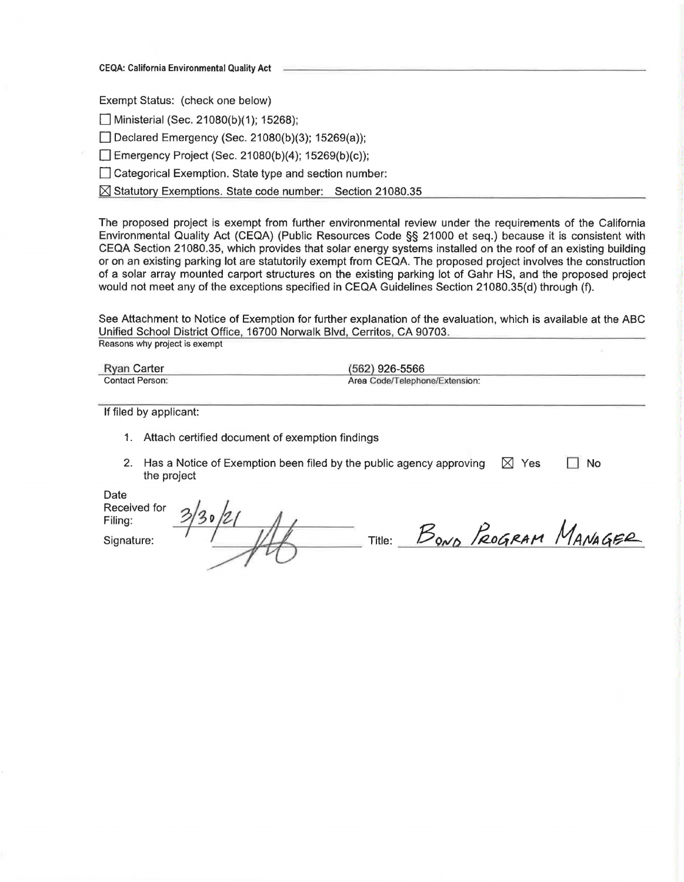**CEQA: California Environmental Quality Act**

Exempt Status: (check one below)

☐ Ministerial (Sec. 21080(b)(1); 15268);

☐ Declared Emergency (Sec. 21080(b)(3); 15269(a));

☐ Emergency Project (Sec. 21080(b)(4); 15269(b)(c));

☐ Categorical Exemption. State type and section number:

☒ Statutory Exemptions. State code number: Section 21080.35

The proposed project is exempt from further environmental review under the requirements of the California Environmental Quality Act (CEQA) (Public Resources Code §§ 21000 et seq.) because it is consistent with CEQA Section 21080.35, which provides that solar energy systems installed on the roof of an existing building or on an existing parking lot are statutorily exempt from CEQA. The proposed project involves the construction of a solar array mounted carport structures on the existing parking lot of Gahr HS, and the proposed project would not meet any of the exceptions specified in CEQA Guidelines Section 21080.35(d) through (f).

See Attachment to Notice of Exemption for further explanation of the evaluation, which is available at the ABC Unified School District Office, 16700 Norwalk Blvd, Cerritos, CA 90703.

Reasons why project is exempt

Contact Person: Ryan Carter

Area Code/Telephone/Extension: (562) 926-5566

If filed by applicant:

1. Attach certified document of exemption findings
2. Has a Notice of Exemption been filed by the public agency approving the project ☒ Yes ☐ No

Date Received for Filing: 3/30/21

Signature: [signature]

Title: BOND PROGRAM MANAGER